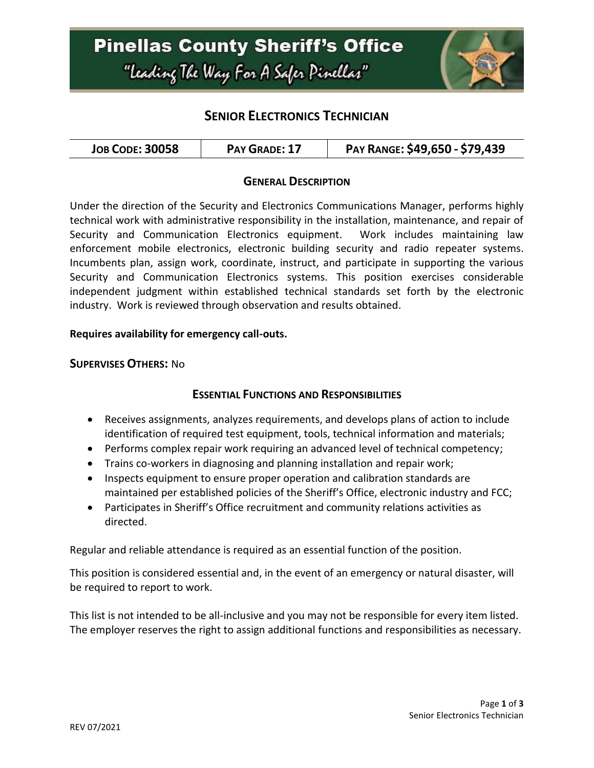# Pinellas County Sheriff's Office

"Leading The Way For A Safer Pinellas"

## SENIOR ELECTRONICS TECHNICIAN

| JOB CODE: 30058 | PAY GRADE: 17 | PAY RANGE: $49,650 - $79,439 |
| --- | --- | --- |

### GENERAL DESCRIPTION

Under the direction of the Security and Electronics Communications Manager, performs highly technical work with administrative responsibility in the installation, maintenance, and repair of Security and Communication Electronics equipment. Work includes maintaining law enforcement mobile electronics, electronic building security and radio repeater systems. Incumbents plan, assign work, coordinate, instruct, and participate in supporting the various Security and Communication Electronics systems. This position exercises considerable independent judgment within established technical standards set forth by the electronic industry. Work is reviewed through observation and results obtained.

**Requires availability for emergency call-outs.**

**SUPERVISES OTHERS:** No

### ESSENTIAL FUNCTIONS AND RESPONSIBILITIES

- Receives assignments, analyzes requirements, and develops plans of action to include identification of required test equipment, tools, technical information and materials;
- Performs complex repair work requiring an advanced level of technical competency;
- Trains co-workers in diagnosing and planning installation and repair work;
- Inspects equipment to ensure proper operation and calibration standards are maintained per established policies of the Sheriff's Office, electronic industry and FCC;
- Participates in Sheriff's Office recruitment and community relations activities as directed.

Regular and reliable attendance is required as an essential function of the position.

This position is considered essential and, in the event of an emergency or natural disaster, will be required to report to work.

This list is not intended to be all-inclusive and you may not be responsible for every item listed. The employer reserves the right to assign additional functions and responsibilities as necessary.

REV 07/2021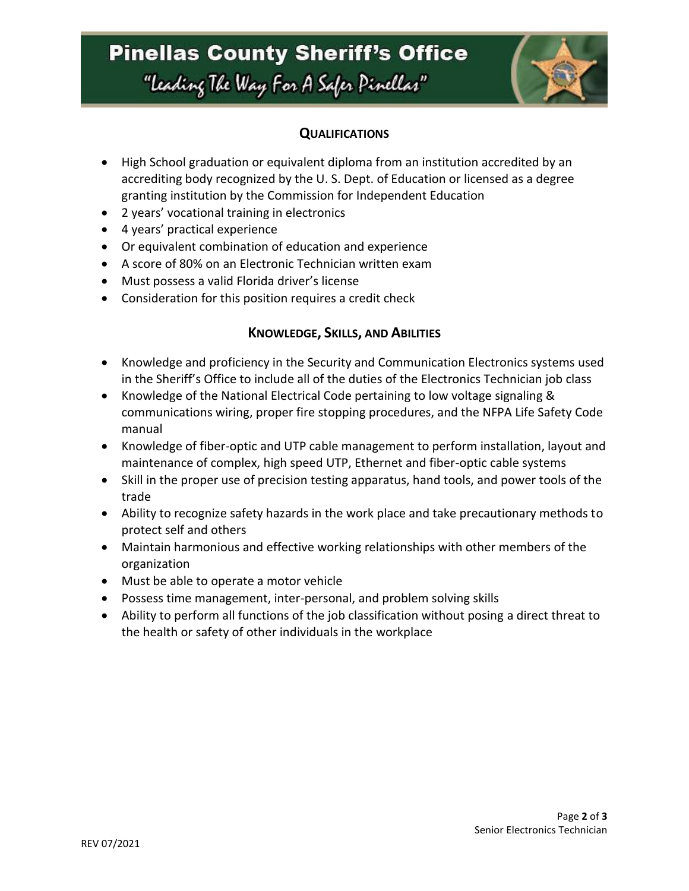## Qualifications

- High School graduation or equivalent diploma from an institution accredited by an accrediting body recognized by the U. S. Dept. of Education or licensed as a degree granting institution by the Commission for Independent Education
- 2 years' vocational training in electronics
- 4 years' practical experience
- Or equivalent combination of education and experience
- A score of 80% on an Electronic Technician written exam
- Must possess a valid Florida driver's license
- Consideration for this position requires a credit check

## Knowledge, Skills, and Abilities

- Knowledge and proficiency in the Security and Communication Electronics systems used in the Sheriff's Office to include all of the duties of the Electronics Technician job class
- Knowledge of the National Electrical Code pertaining to low voltage signaling & communications wiring, proper fire stopping procedures, and the NFPA Life Safety Code manual
- Knowledge of fiber-optic and UTP cable management to perform installation, layout and maintenance of complex, high speed UTP, Ethernet and fiber-optic cable systems
- Skill in the proper use of precision testing apparatus, hand tools, and power tools of the trade
- Ability to recognize safety hazards in the work place and take precautionary methods to protect self and others
- Maintain harmonious and effective working relationships with other members of the organization
- Must be able to operate a motor vehicle
- Possess time management, inter-personal, and problem solving skills
- Ability to perform all functions of the job classification without posing a direct threat to the health or safety of other individuals in the workplace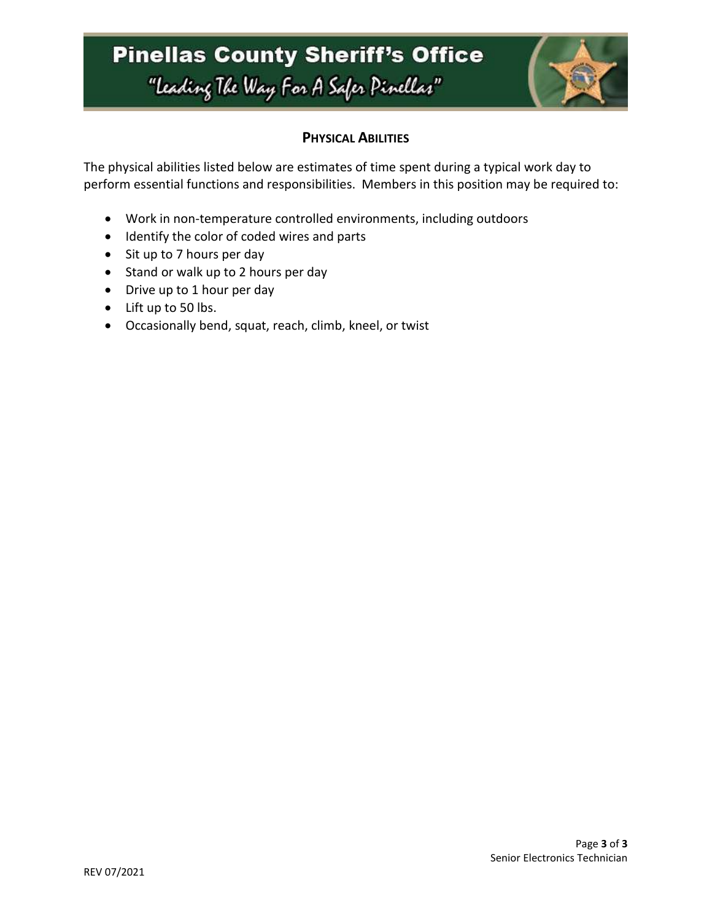## Physical Abilities

The physical abilities listed below are estimates of time spent during a typical work day to perform essential functions and responsibilities. Members in this position may be required to:

- Work in non-temperature controlled environments, including outdoors
- Identify the color of coded wires and parts
- Sit up to 7 hours per day
- Stand or walk up to 2 hours per day
- Drive up to 1 hour per day
- Lift up to 50 lbs.
- Occasionally bend, squat, reach, climb, kneel, or twist